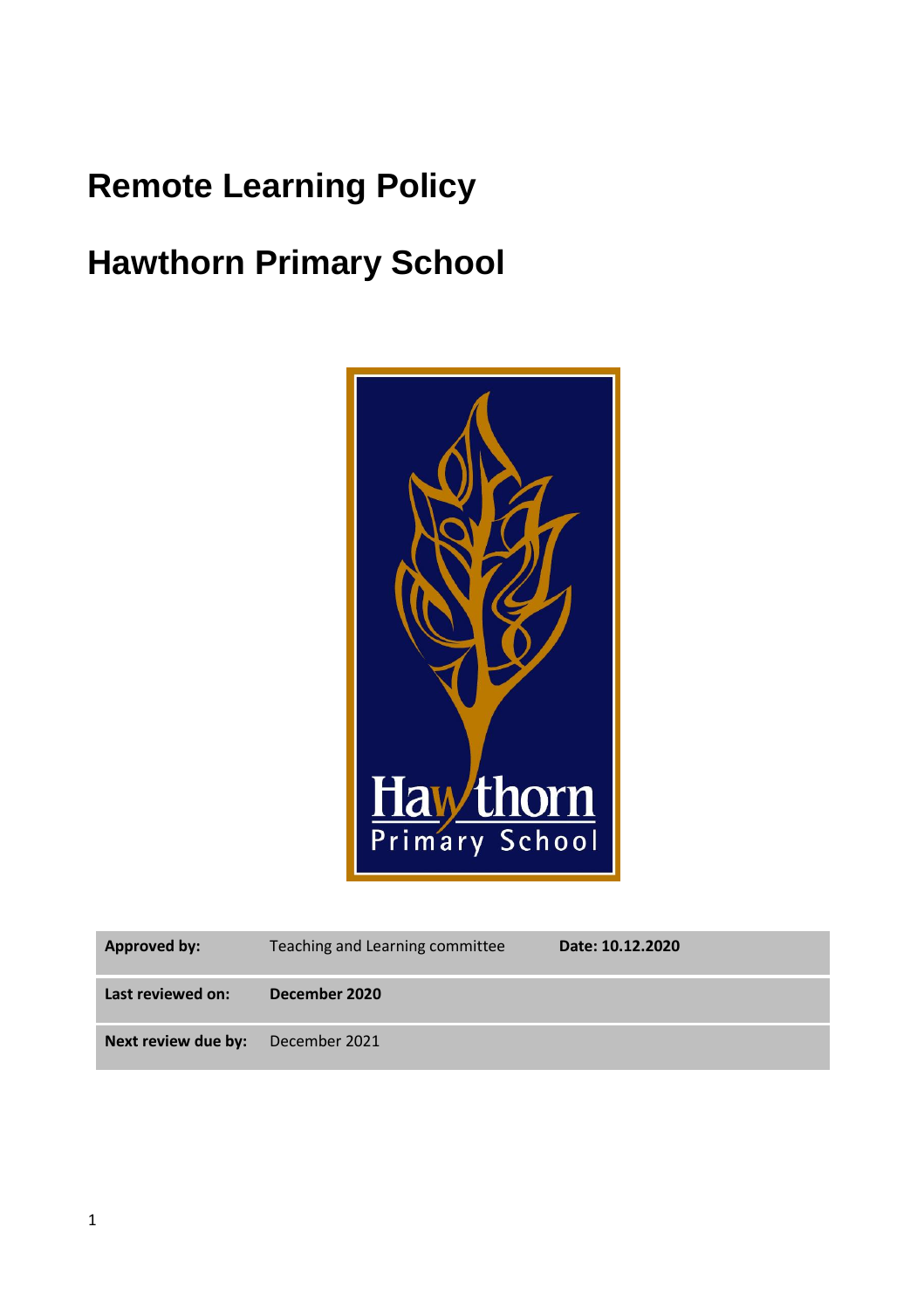# Remote Learning Policy

# Hawthorn Primary School

| **Approved by:** | Teaching and Learning committee | **Date: 10.12.2020** |
| --- | --- | --- |
| **Last reviewed on:** | **December 2020** | |
| **Next review due by:** | December 2021 | |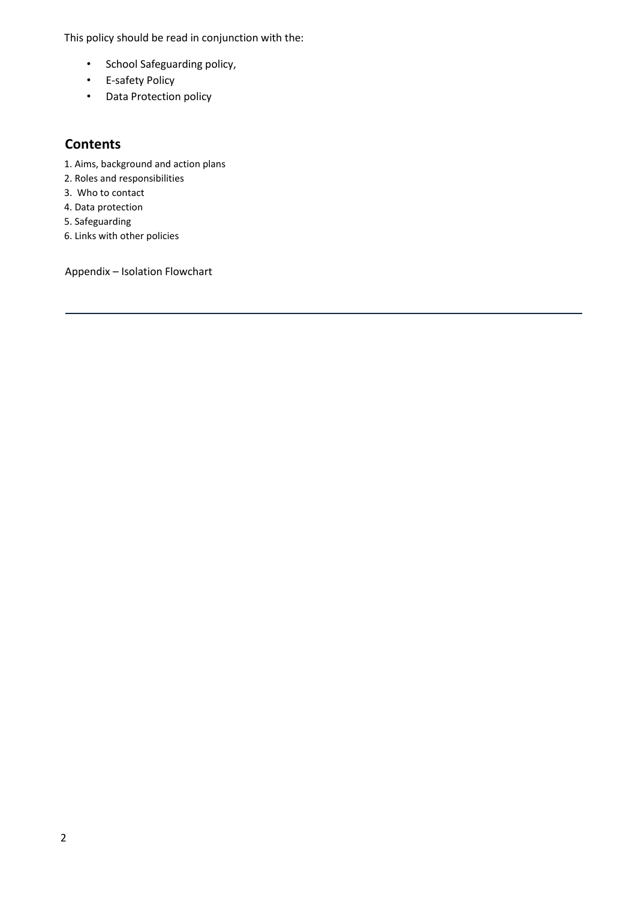This policy should be read in conjunction with the:

- School Safeguarding policy,
- E-safety Policy
- Data Protection policy

## Contents

1. Aims, background and action plans
2. Roles and responsibilities
3. Who to contact
4. Data protection
5. Safeguarding
6. Links with other policies

Appendix – Isolation Flowchart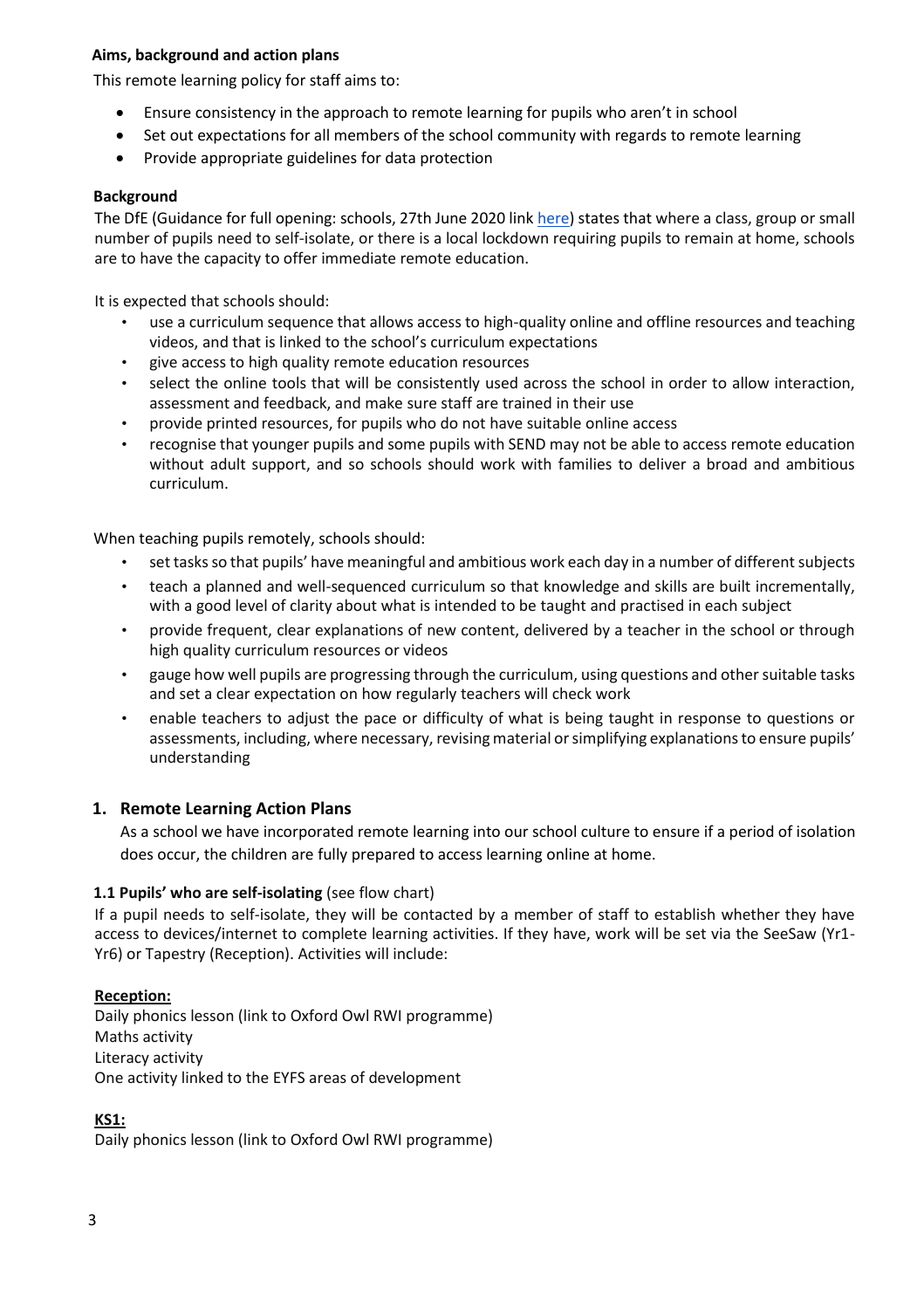### Aims, background and action plans

This remote learning policy for staff aims to:

- Ensure consistency in the approach to remote learning for pupils who aren't in school
- Set out expectations for all members of the school community with regards to remote learning
- Provide appropriate guidelines for data protection

### Background

The DfE (Guidance for full opening: schools, 27th June 2020 link [here](#)) states that where a class, group or small number of pupils need to self-isolate, or there is a local lockdown requiring pupils to remain at home, schools are to have the capacity to offer immediate remote education.

It is expected that schools should:

- use a curriculum sequence that allows access to high-quality online and offline resources and teaching videos, and that is linked to the school's curriculum expectations
- give access to high quality remote education resources
- select the online tools that will be consistently used across the school in order to allow interaction, assessment and feedback, and make sure staff are trained in their use
- provide printed resources, for pupils who do not have suitable online access
- recognise that younger pupils and some pupils with SEND may not be able to access remote education without adult support, and so schools should work with families to deliver a broad and ambitious curriculum.

When teaching pupils remotely, schools should:

- set tasks so that pupils' have meaningful and ambitious work each day in a number of different subjects
- teach a planned and well-sequenced curriculum so that knowledge and skills are built incrementally, with a good level of clarity about what is intended to be taught and practised in each subject
- provide frequent, clear explanations of new content, delivered by a teacher in the school or through high quality curriculum resources or videos
- gauge how well pupils are progressing through the curriculum, using questions and other suitable tasks and set a clear expectation on how regularly teachers will check work
- enable teachers to adjust the pace or difficulty of what is being taught in response to questions or assessments, including, where necessary, revising material or simplifying explanations to ensure pupils' understanding

## 1. Remote Learning Action Plans

As a school we have incorporated remote learning into our school culture to ensure if a period of isolation does occur, the children are fully prepared to access learning online at home.

**1.1 Pupils' who are self-isolating** (see flow chart)

If a pupil needs to self-isolate, they will be contacted by a member of staff to establish whether they have access to devices/internet to complete learning activities. If they have, work will be set via the SeeSaw (Yr1-Yr6) or Tapestry (Reception). Activities will include:

**Reception:**

Daily phonics lesson (link to Oxford Owl RWI programme)
Maths activity
Literacy activity
One activity linked to the EYFS areas of development

**KS1:**

Daily phonics lesson (link to Oxford Owl RWI programme)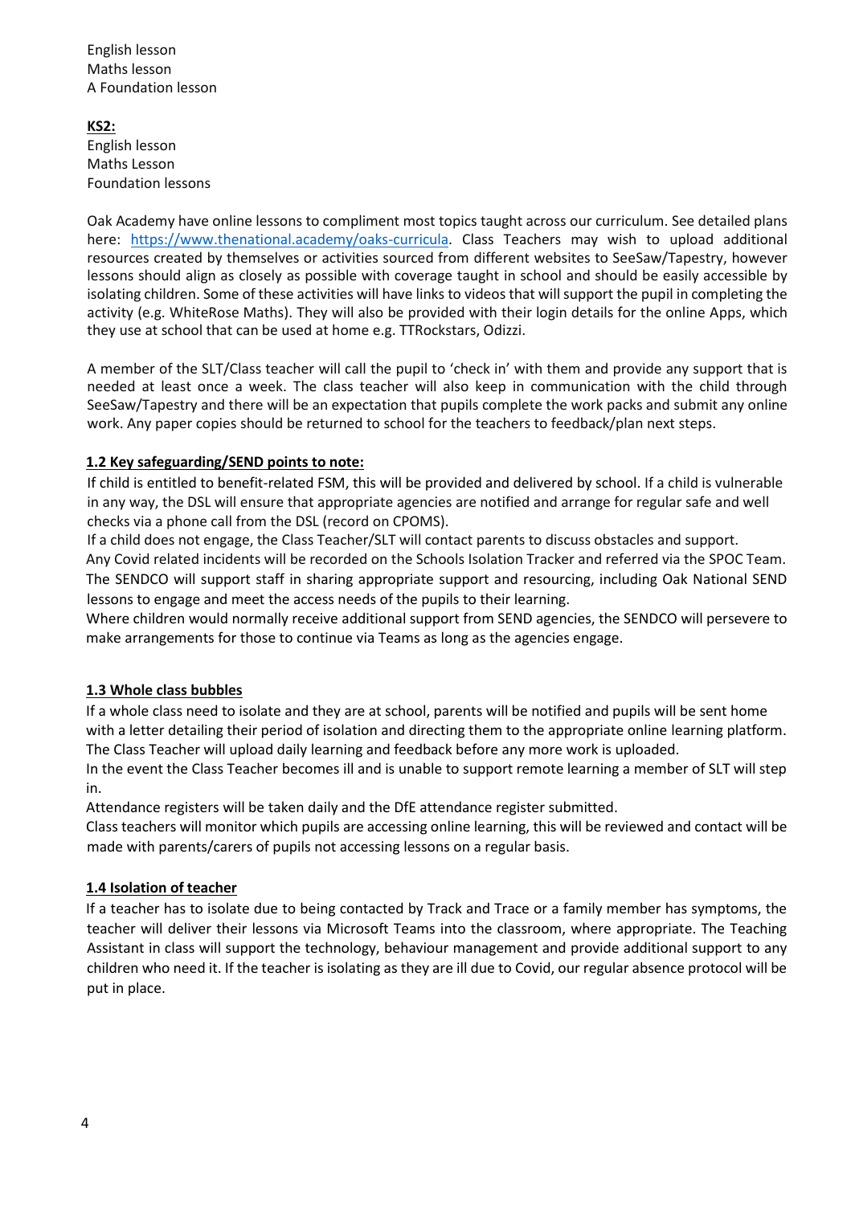English lesson
Maths lesson
A Foundation lesson

**KS2:**
English lesson
Maths Lesson
Foundation lessons

Oak Academy have online lessons to compliment most topics taught across our curriculum. See detailed plans here: https://www.thenational.academy/oaks-curricula. Class Teachers may wish to upload additional resources created by themselves or activities sourced from different websites to SeeSaw/Tapestry, however lessons should align as closely as possible with coverage taught in school and should be easily accessible by isolating children. Some of these activities will have links to videos that will support the pupil in completing the activity (e.g. WhiteRose Maths). They will also be provided with their login details for the online Apps, which they use at school that can be used at home e.g. TTRockstars, Odizzi.

A member of the SLT/Class teacher will call the pupil to 'check in' with them and provide any support that is needed at least once a week. The class teacher will also keep in communication with the child through SeeSaw/Tapestry and there will be an expectation that pupils complete the work packs and submit any online work. Any paper copies should be returned to school for the teachers to feedback/plan next steps.

### 1.2 Key safeguarding/SEND points to note:

If child is entitled to benefit-related FSM, this will be provided and delivered by school. If a child is vulnerable in any way, the DSL will ensure that appropriate agencies are notified and arrange for regular safe and well checks via a phone call from the DSL (record on CPOMS).
If a child does not engage, the Class Teacher/SLT will contact parents to discuss obstacles and support.
Any Covid related incidents will be recorded on the Schools Isolation Tracker and referred via the SPOC Team.
The SENDCO will support staff in sharing appropriate support and resourcing, including Oak National SEND lessons to engage and meet the access needs of the pupils to their learning.
Where children would normally receive additional support from SEND agencies, the SENDCO will persevere to make arrangements for those to continue via Teams as long as the agencies engage.

### 1.3 Whole class bubbles

If a whole class need to isolate and they are at school, parents will be notified and pupils will be sent home with a letter detailing their period of isolation and directing them to the appropriate online learning platform.
The Class Teacher will upload daily learning and feedback before any more work is uploaded.
In the event the Class Teacher becomes ill and is unable to support remote learning a member of SLT will step in.
Attendance registers will be taken daily and the DfE attendance register submitted.
Class teachers will monitor which pupils are accessing online learning, this will be reviewed and contact will be made with parents/carers of pupils not accessing lessons on a regular basis.

### 1.4 Isolation of teacher

If a teacher has to isolate due to being contacted by Track and Trace or a family member has symptoms, the teacher will deliver their lessons via Microsoft Teams into the classroom, where appropriate. The Teaching Assistant in class will support the technology, behaviour management and provide additional support to any children who need it. If the teacher is isolating as they are ill due to Covid, our regular absence protocol will be put in place.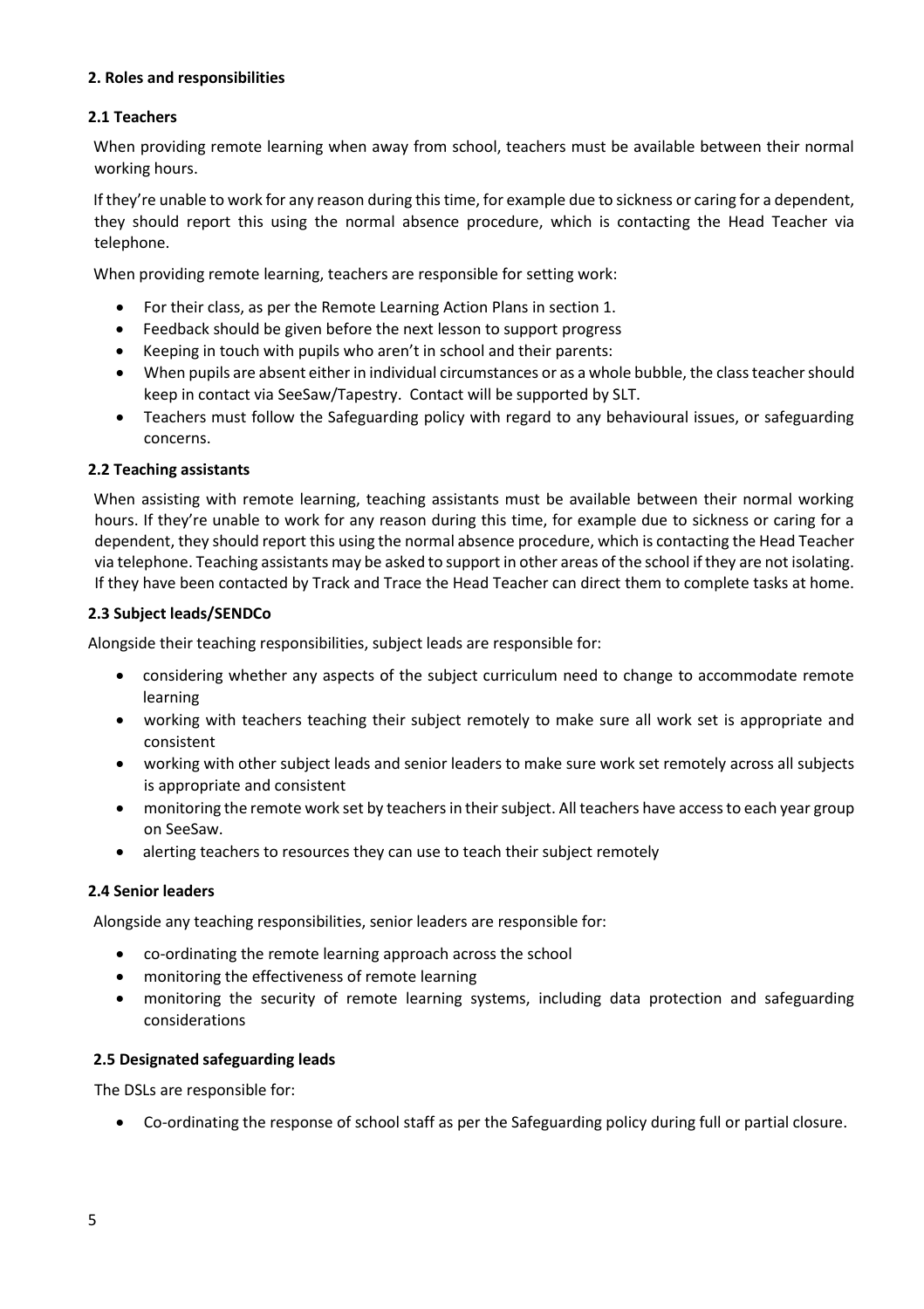## 2. Roles and responsibilities

### 2.1 Teachers

When providing remote learning when away from school, teachers must be available between their normal working hours.

If they're unable to work for any reason during this time, for example due to sickness or caring for a dependent, they should report this using the normal absence procedure, which is contacting the Head Teacher via telephone.

When providing remote learning, teachers are responsible for setting work:

- For their class, as per the Remote Learning Action Plans in section 1.
- Feedback should be given before the next lesson to support progress
- Keeping in touch with pupils who aren't in school and their parents:
- When pupils are absent either in individual circumstances or as a whole bubble, the class teacher should keep in contact via SeeSaw/Tapestry. Contact will be supported by SLT.
- Teachers must follow the Safeguarding policy with regard to any behavioural issues, or safeguarding concerns.

### 2.2 Teaching assistants

When assisting with remote learning, teaching assistants must be available between their normal working hours. If they're unable to work for any reason during this time, for example due to sickness or caring for a dependent, they should report this using the normal absence procedure, which is contacting the Head Teacher via telephone. Teaching assistants may be asked to support in other areas of the school if they are not isolating. If they have been contacted by Track and Trace the Head Teacher can direct them to complete tasks at home.

### 2.3 Subject leads/SENDCo

Alongside their teaching responsibilities, subject leads are responsible for:

- considering whether any aspects of the subject curriculum need to change to accommodate remote learning
- working with teachers teaching their subject remotely to make sure all work set is appropriate and consistent
- working with other subject leads and senior leaders to make sure work set remotely across all subjects is appropriate and consistent
- monitoring the remote work set by teachers in their subject. All teachers have access to each year group on SeeSaw.
- alerting teachers to resources they can use to teach their subject remotely

### 2.4 Senior leaders

Alongside any teaching responsibilities, senior leaders are responsible for:

- co-ordinating the remote learning approach across the school
- monitoring the effectiveness of remote learning
- monitoring the security of remote learning systems, including data protection and safeguarding considerations

### 2.5 Designated safeguarding leads

The DSLs are responsible for:

- Co-ordinating the response of school staff as per the Safeguarding policy during full or partial closure.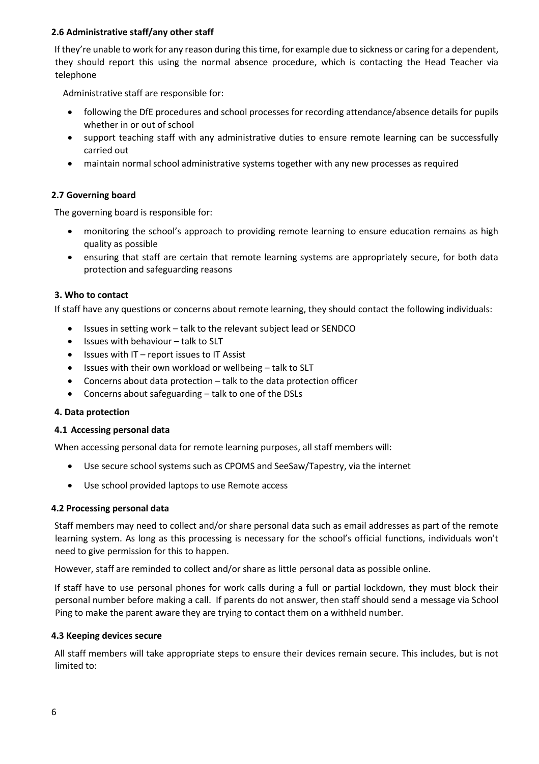### 2.6 Administrative staff/any other staff

If they're unable to work for any reason during this time, for example due to sickness or caring for a dependent, they should report this using the normal absence procedure, which is contacting the Head Teacher via telephone

Administrative staff are responsible for:

- following the DfE procedures and school processes for recording attendance/absence details for pupils whether in or out of school
- support teaching staff with any administrative duties to ensure remote learning can be successfully carried out
- maintain normal school administrative systems together with any new processes as required

### 2.7 Governing board

The governing board is responsible for:

- monitoring the school's approach to providing remote learning to ensure education remains as high quality as possible
- ensuring that staff are certain that remote learning systems are appropriately secure, for both data protection and safeguarding reasons

## 3. Who to contact

If staff have any questions or concerns about remote learning, they should contact the following individuals:

- Issues in setting work – talk to the relevant subject lead or SENDCO
- Issues with behaviour – talk to SLT
- Issues with IT – report issues to IT Assist
- Issues with their own workload or wellbeing – talk to SLT
- Concerns about data protection – talk to the data protection officer
- Concerns about safeguarding – talk to one of the DSLs

## 4. Data protection

### 4.1 Accessing personal data

When accessing personal data for remote learning purposes, all staff members will:

- Use secure school systems such as CPOMS and SeeSaw/Tapestry, via the internet
- Use school provided laptops to use Remote access

### 4.2 Processing personal data

Staff members may need to collect and/or share personal data such as email addresses as part of the remote learning system. As long as this processing is necessary for the school's official functions, individuals won't need to give permission for this to happen.

However, staff are reminded to collect and/or share as little personal data as possible online.

If staff have to use personal phones for work calls during a full or partial lockdown, they must block their personal number before making a call. If parents do not answer, then staff should send a message via School Ping to make the parent aware they are trying to contact them on a withheld number.

### 4.3 Keeping devices secure

All staff members will take appropriate steps to ensure their devices remain secure. This includes, but is not limited to: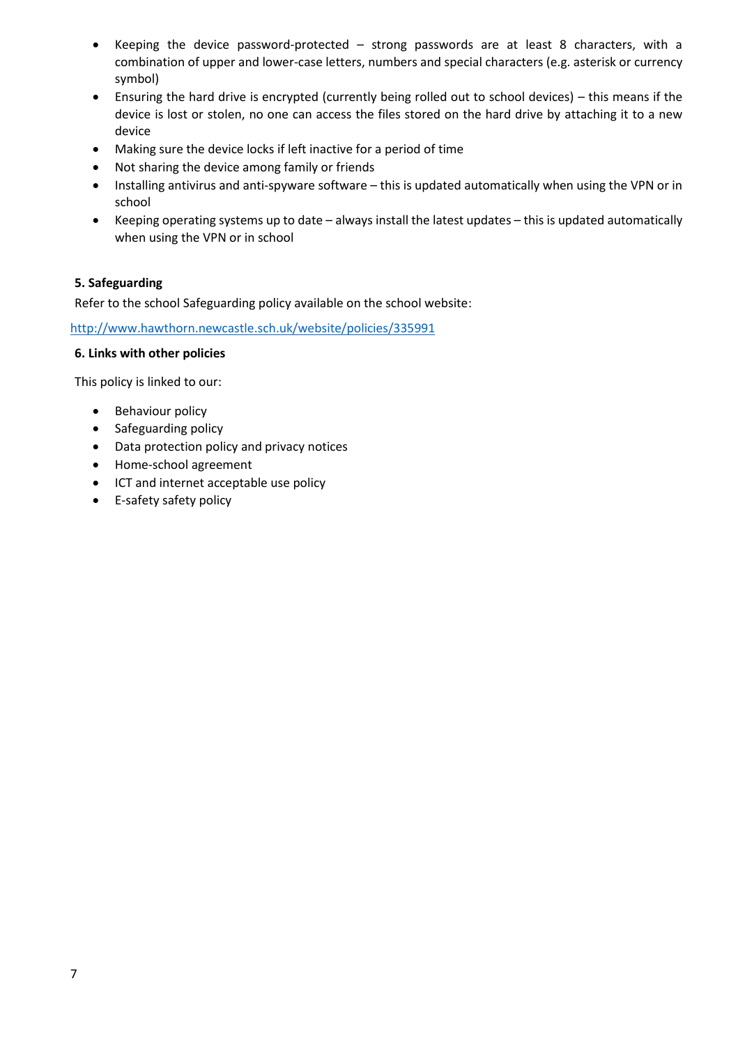- Keeping the device password-protected – strong passwords are at least 8 characters, with a combination of upper and lower-case letters, numbers and special characters (e.g. asterisk or currency symbol)
- Ensuring the hard drive is encrypted (currently being rolled out to school devices) – this means if the device is lost or stolen, no one can access the files stored on the hard drive by attaching it to a new device
- Making sure the device locks if left inactive for a period of time
- Not sharing the device among family or friends
- Installing antivirus and anti-spyware software – this is updated automatically when using the VPN or in school
- Keeping operating systems up to date – always install the latest updates – this is updated automatically when using the VPN or in school

**5. Safeguarding**

Refer to the school Safeguarding policy available on the school website:

http://www.hawthorn.newcastle.sch.uk/website/policies/335991

**6. Links with other policies**

This policy is linked to our:

- Behaviour policy
- Safeguarding policy
- Data protection policy and privacy notices
- Home-school agreement
- ICT and internet acceptable use policy
- E-safety safety policy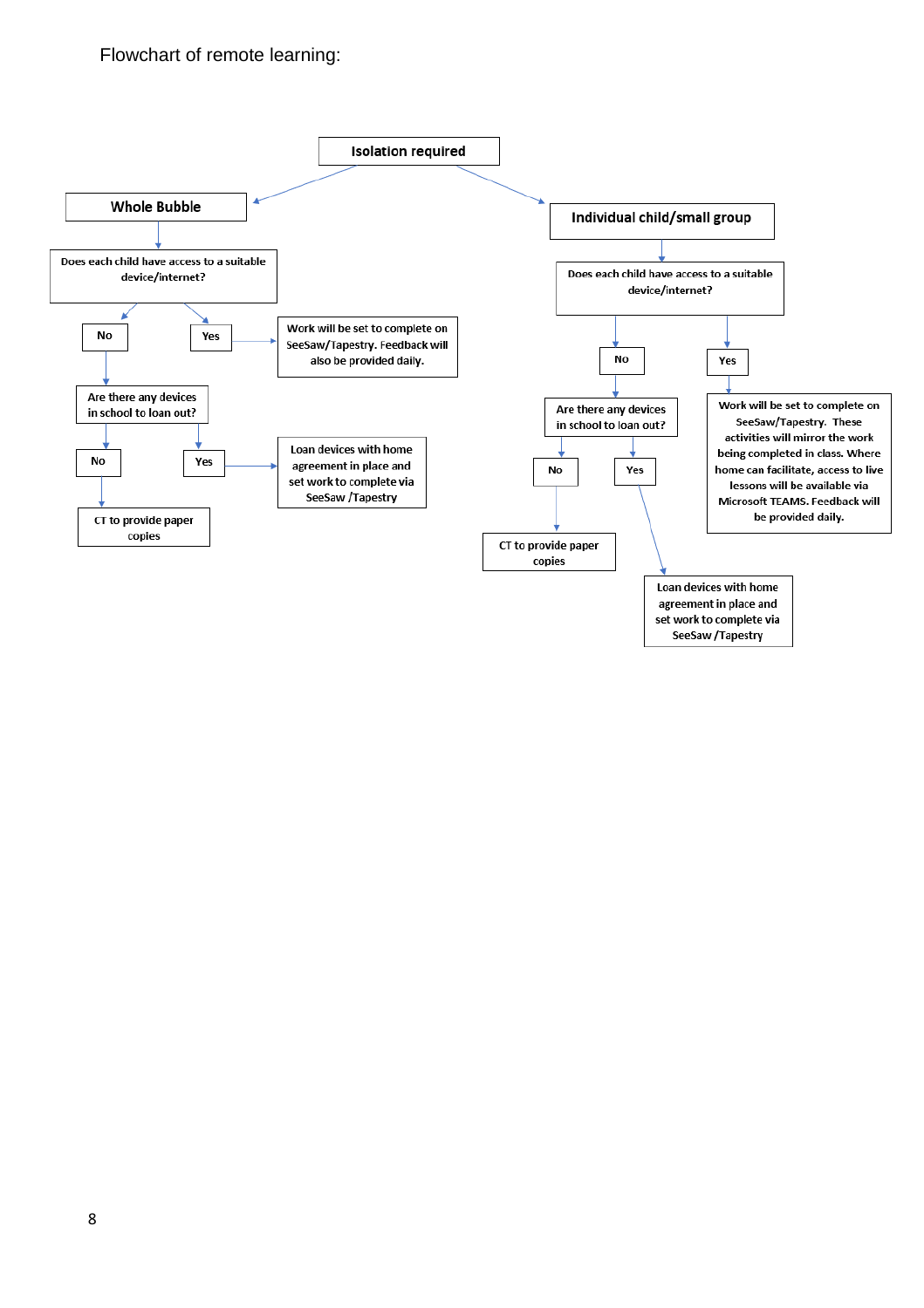Flowchart of remote learning:

Isolation required

Whole Bubble

Does each child have access to a suitable device/internet?

No

Yes

Work will be set to complete on SeeSaw/Tapestry. Feedback will also be provided daily.

Are there any devices in school to loan out?

No

Yes

Loan devices with home agreement in place and set work to complete via SeeSaw /Tapestry

CT to provide paper copies

Individual child/small group

Does each child have access to a suitable device/internet?

No

Yes

Are there any devices in school to loan out?

Work will be set to complete on SeeSaw/Tapestry. These activities will mirror the work being completed in class. Where home can facilitate, access to live lessons will be available via Microsoft TEAMS. Feedback will be provided daily.

No

Yes

CT to provide paper copies

Loan devices with home agreement in place and set work to complete via SeeSaw /Tapestry